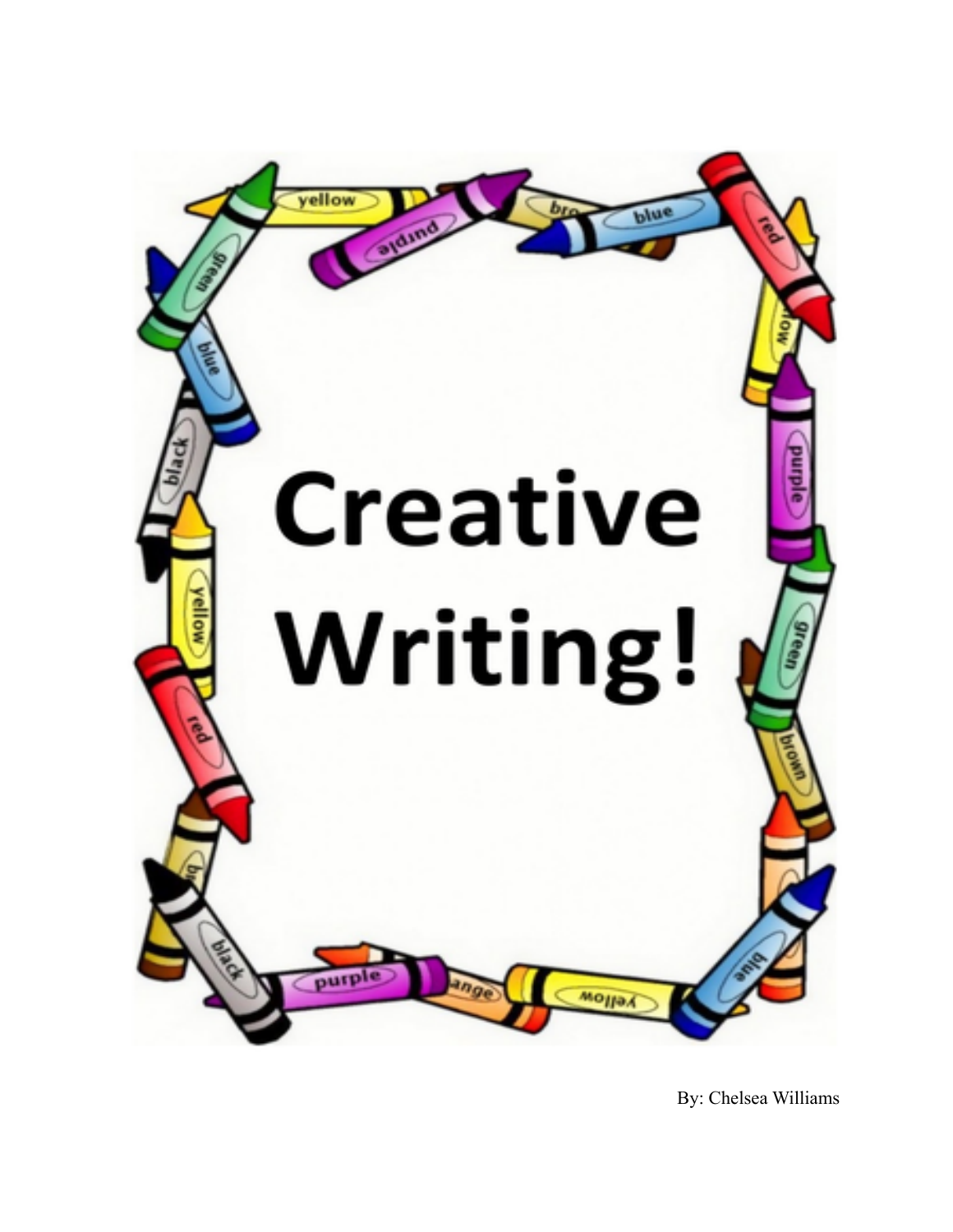# Creative Writing!

By: Chelsea Williams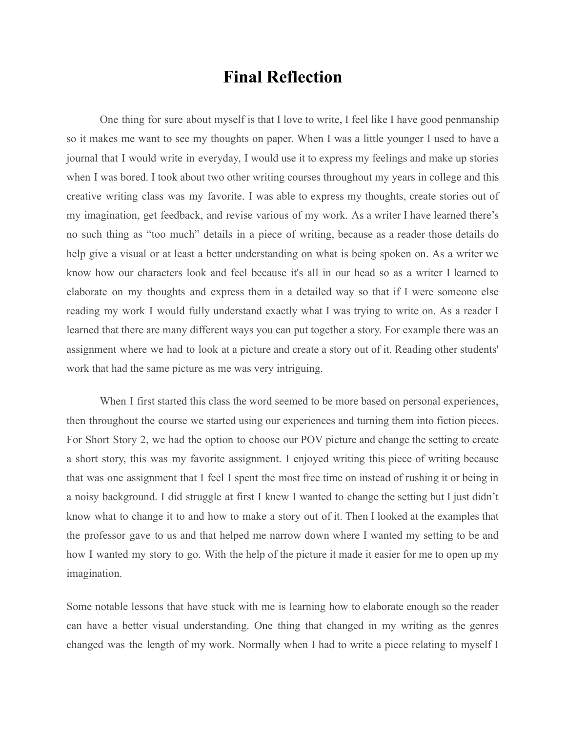# Final Reflection

One thing for sure about myself is that I love to write, I feel like I have good penmanship so it makes me want to see my thoughts on paper. When I was a little younger I used to have a journal that I would write in everyday, I would use it to express my feelings and make up stories when I was bored. I took about two other writing courses throughout my years in college and this creative writing class was my favorite. I was able to express my thoughts, create stories out of my imagination, get feedback, and revise various of my work. As a writer I have learned there's no such thing as "too much" details in a piece of writing, because as a reader those details do help give a visual or at least a better understanding on what is being spoken on. As a writer we know how our characters look and feel because it's all in our head so as a writer I learned to elaborate on my thoughts and express them in a detailed way so that if I were someone else reading my work I would fully understand exactly what I was trying to write on. As a reader I learned that there are many different ways you can put together a story. For example there was an assignment where we had to look at a picture and create a story out of it. Reading other students' work that had the same picture as me was very intriguing.

When I first started this class the word seemed to be more based on personal experiences, then throughout the course we started using our experiences and turning them into fiction pieces. For Short Story 2, we had the option to choose our POV picture and change the setting to create a short story, this was my favorite assignment. I enjoyed writing this piece of writing because that was one assignment that I feel I spent the most free time on instead of rushing it or being in a noisy background. I did struggle at first I knew I wanted to change the setting but I just didn't know what to change it to and how to make a story out of it. Then I looked at the examples that the professor gave to us and that helped me narrow down where I wanted my setting to be and how I wanted my story to go. With the help of the picture it made it easier for me to open up my imagination.

Some notable lessons that have stuck with me is learning how to elaborate enough so the reader can have a better visual understanding. One thing that changed in my writing as the genres changed was the length of my work. Normally when I had to write a piece relating to myself I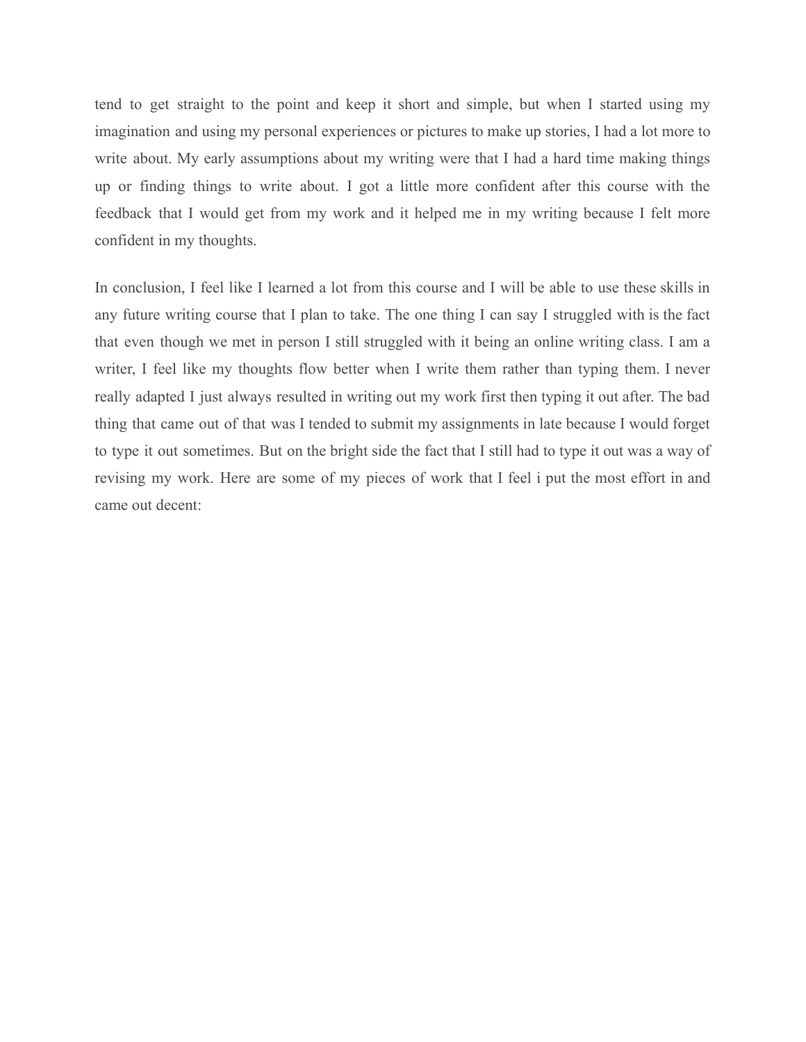tend to get straight to the point and keep it short and simple, but when I started using my imagination and using my personal experiences or pictures to make up stories, I had a lot more to write about. My early assumptions about my writing were that I had a hard time making things up or finding things to write about. I got a little more confident after this course with the feedback that I would get from my work and it helped me in my writing because I felt more confident in my thoughts.

In conclusion, I feel like I learned a lot from this course and I will be able to use these skills in any future writing course that I plan to take. The one thing I can say I struggled with is the fact that even though we met in person I still struggled with it being an online writing class. I am a writer, I feel like my thoughts flow better when I write them rather than typing them. I never really adapted I just always resulted in writing out my work first then typing it out after. The bad thing that came out of that was I tended to submit my assignments in late because I would forget to type it out sometimes. But on the bright side the fact that I still had to type it out was a way of revising my work. Here are some of my pieces of work that I feel i put the most effort in and came out decent: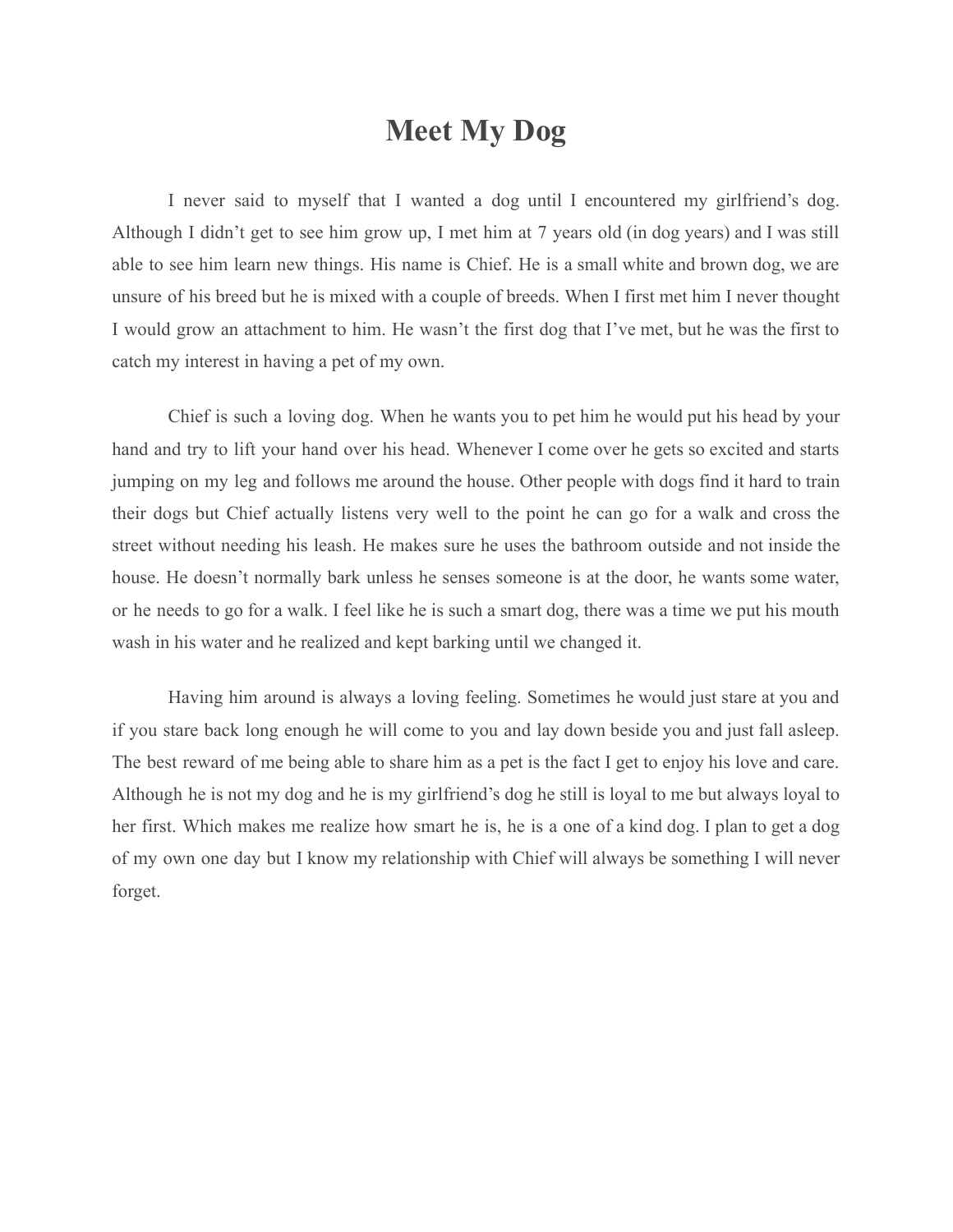# Meet My Dog

I never said to myself that I wanted a dog until I encountered my girlfriend's dog. Although I didn't get to see him grow up, I met him at 7 years old (in dog years) and I was still able to see him learn new things. His name is Chief. He is a small white and brown dog, we are unsure of his breed but he is mixed with a couple of breeds. When I first met him I never thought I would grow an attachment to him. He wasn't the first dog that I've met, but he was the first to catch my interest in having a pet of my own.

Chief is such a loving dog. When he wants you to pet him he would put his head by your hand and try to lift your hand over his head. Whenever I come over he gets so excited and starts jumping on my leg and follows me around the house. Other people with dogs find it hard to train their dogs but Chief actually listens very well to the point he can go for a walk and cross the street without needing his leash. He makes sure he uses the bathroom outside and not inside the house. He doesn't normally bark unless he senses someone is at the door, he wants some water, or he needs to go for a walk. I feel like he is such a smart dog, there was a time we put his mouth wash in his water and he realized and kept barking until we changed it.

Having him around is always a loving feeling. Sometimes he would just stare at you and if you stare back long enough he will come to you and lay down beside you and just fall asleep. The best reward of me being able to share him as a pet is the fact I get to enjoy his love and care. Although he is not my dog and he is my girlfriend's dog he still is loyal to me but always loyal to her first. Which makes me realize how smart he is, he is a one of a kind dog. I plan to get a dog of my own one day but I know my relationship with Chief will always be something I will never forget.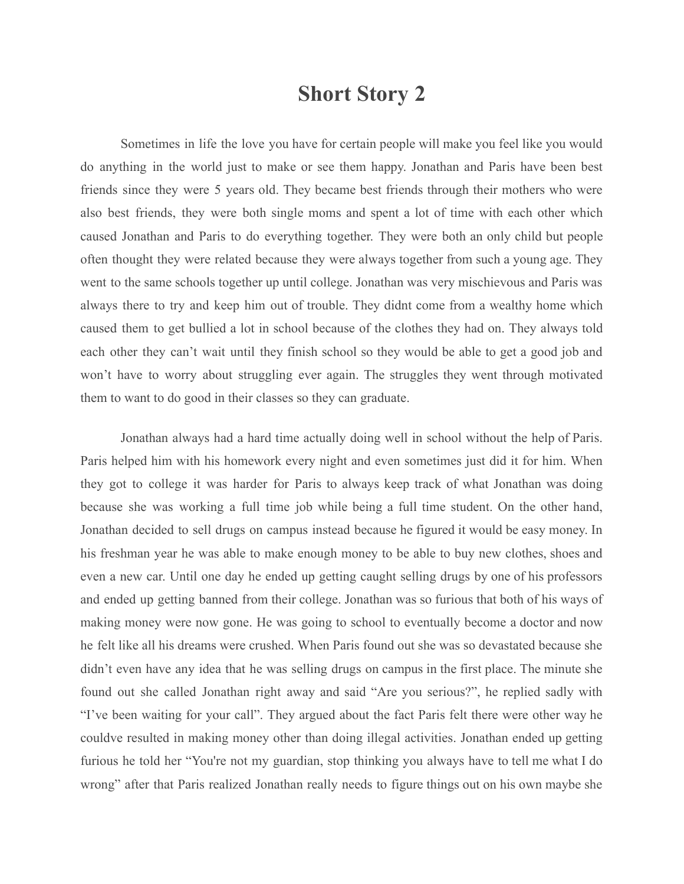# Short Story 2

Sometimes in life the love you have for certain people will make you feel like you would do anything in the world just to make or see them happy. Jonathan and Paris have been best friends since they were 5 years old. They became best friends through their mothers who were also best friends, they were both single moms and spent a lot of time with each other which caused Jonathan and Paris to do everything together. They were both an only child but people often thought they were related because they were always together from such a young age. They went to the same schools together up until college. Jonathan was very mischievous and Paris was always there to try and keep him out of trouble. They didnt come from a wealthy home which caused them to get bullied a lot in school because of the clothes they had on. They always told each other they can't wait until they finish school so they would be able to get a good job and won't have to worry about struggling ever again. The struggles they went through motivated them to want to do good in their classes so they can graduate.

Jonathan always had a hard time actually doing well in school without the help of Paris. Paris helped him with his homework every night and even sometimes just did it for him. When they got to college it was harder for Paris to always keep track of what Jonathan was doing because she was working a full time job while being a full time student. On the other hand, Jonathan decided to sell drugs on campus instead because he figured it would be easy money. In his freshman year he was able to make enough money to be able to buy new clothes, shoes and even a new car. Until one day he ended up getting caught selling drugs by one of his professors and ended up getting banned from their college. Jonathan was so furious that both of his ways of making money were now gone. He was going to school to eventually become a doctor and now he felt like all his dreams were crushed. When Paris found out she was so devastated because she didn't even have any idea that he was selling drugs on campus in the first place. The minute she found out she called Jonathan right away and said "Are you serious?", he replied sadly with "I've been waiting for your call". They argued about the fact Paris felt there were other way he couldve resulted in making money other than doing illegal activities. Jonathan ended up getting furious he told her "You're not my guardian, stop thinking you always have to tell me what I do wrong" after that Paris realized Jonathan really needs to figure things out on his own maybe she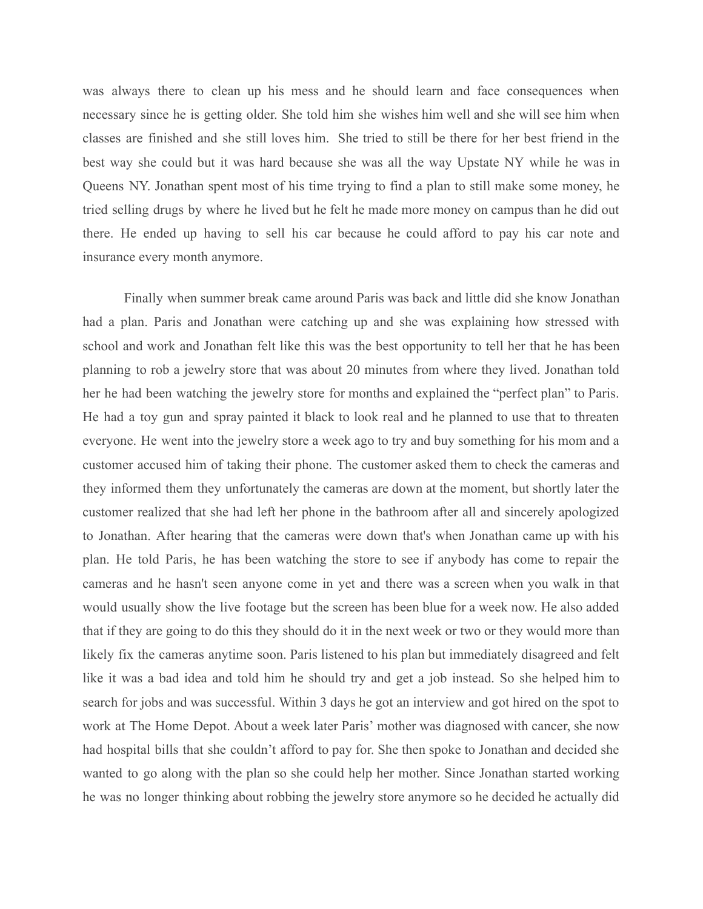was always there to clean up his mess and he should learn and face consequences when necessary since he is getting older. She told him she wishes him well and she will see him when classes are finished and she still loves him.  She tried to still be there for her best friend in the best way she could but it was hard because she was all the way Upstate NY while he was in Queens NY. Jonathan spent most of his time trying to find a plan to still make some money, he tried selling drugs by where he lived but he felt he made more money on campus than he did out there. He ended up having to sell his car because he could afford to pay his car note and insurance every month anymore.

Finally when summer break came around Paris was back and little did she know Jonathan had a plan. Paris and Jonathan were catching up and she was explaining how stressed with school and work and Jonathan felt like this was the best opportunity to tell her that he has been planning to rob a jewelry store that was about 20 minutes from where they lived. Jonathan told her he had been watching the jewelry store for months and explained the "perfect plan" to Paris. He had a toy gun and spray painted it black to look real and he planned to use that to threaten everyone. He went into the jewelry store a week ago to try and buy something for his mom and a customer accused him of taking their phone. The customer asked them to check the cameras and they informed them they unfortunately the cameras are down at the moment, but shortly later the customer realized that she had left her phone in the bathroom after all and sincerely apologized to Jonathan. After hearing that the cameras were down that's when Jonathan came up with his plan. He told Paris, he has been watching the store to see if anybody has come to repair the cameras and he hasn't seen anyone come in yet and there was a screen when you walk in that would usually show the live footage but the screen has been blue for a week now. He also added that if they are going to do this they should do it in the next week or two or they would more than likely fix the cameras anytime soon. Paris listened to his plan but immediately disagreed and felt like it was a bad idea and told him he should try and get a job instead. So she helped him to search for jobs and was successful. Within 3 days he got an interview and got hired on the spot to work at The Home Depot. About a week later Paris' mother was diagnosed with cancer, she now had hospital bills that she couldn't afford to pay for. She then spoke to Jonathan and decided she wanted to go along with the plan so she could help her mother. Since Jonathan started working he was no longer thinking about robbing the jewelry store anymore so he decided he actually did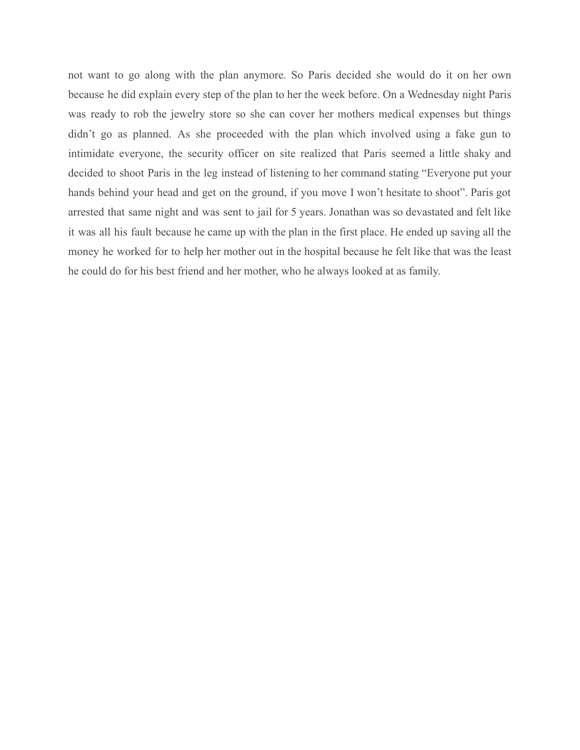not want to go along with the plan anymore. So Paris decided she would do it on her own because he did explain every step of the plan to her the week before. On a Wednesday night Paris was ready to rob the jewelry store so she can cover her mothers medical expenses but things didn't go as planned. As she proceeded with the plan which involved using a fake gun to intimidate everyone, the security officer on site realized that Paris seemed a little shaky and decided to shoot Paris in the leg instead of listening to her command stating "Everyone put your hands behind your head and get on the ground, if you move I won't hesitate to shoot". Paris got arrested that same night and was sent to jail for 5 years. Jonathan was so devastated and felt like it was all his fault because he came up with the plan in the first place. He ended up saving all the money he worked for to help her mother out in the hospital because he felt like that was the least he could do for his best friend and her mother, who he always looked at as family.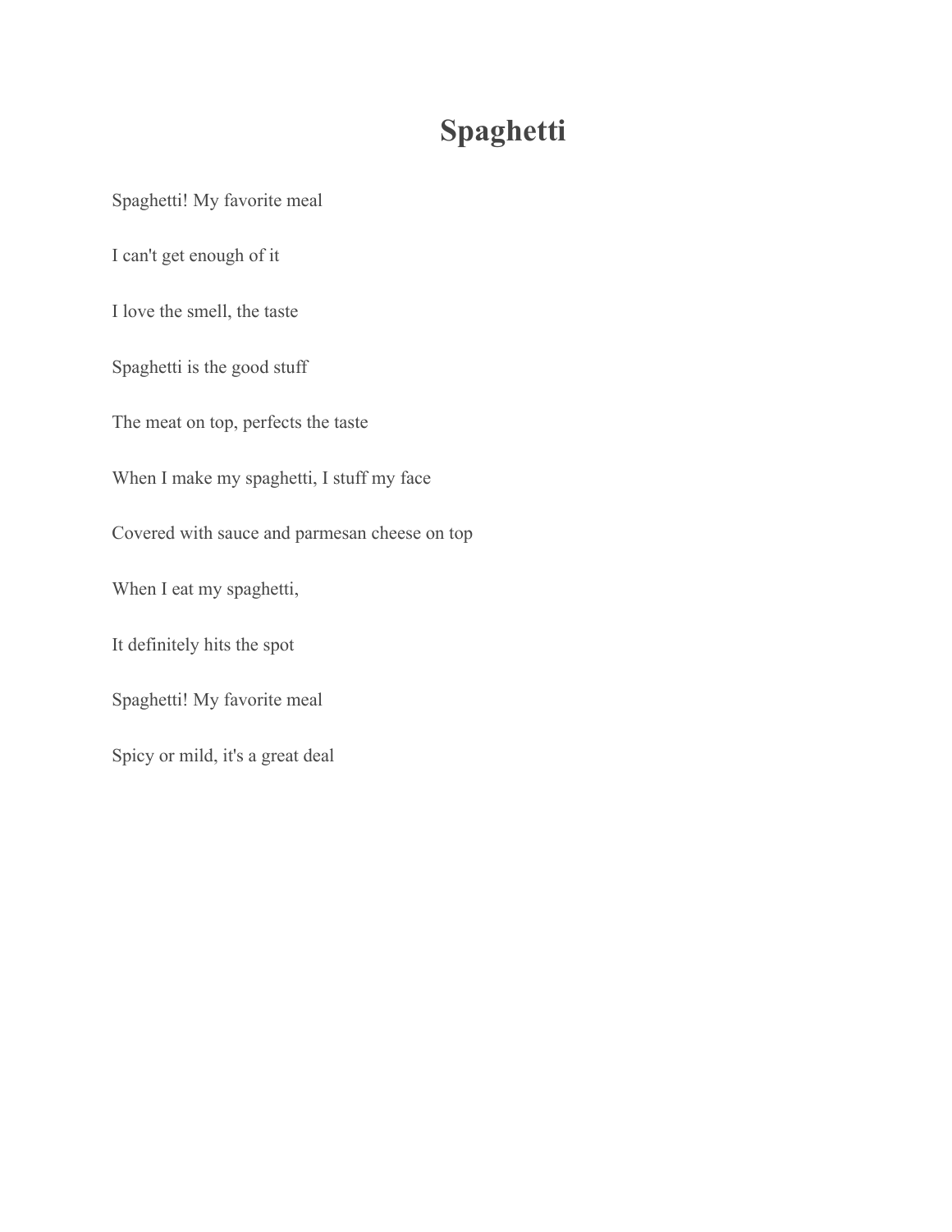# Spaghetti

Spaghetti! My favorite meal

I can't get enough of it

I love the smell, the taste

Spaghetti is the good stuff

The meat on top, perfects the taste

When I make my spaghetti, I stuff my face

Covered with sauce and parmesan cheese on top

When I eat my spaghetti,

It definitely hits the spot

Spaghetti! My favorite meal

Spicy or mild, it's a great deal